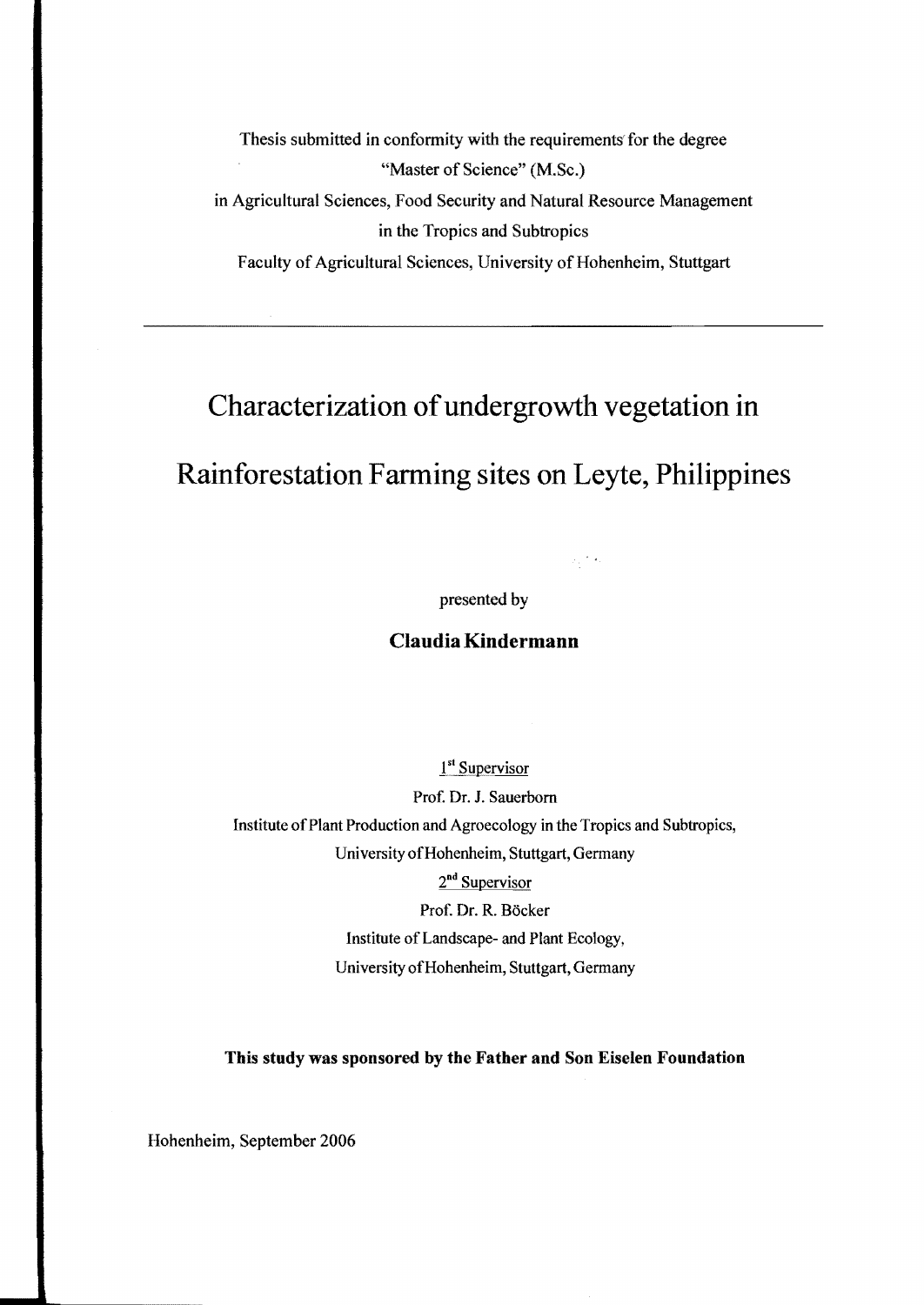Thesis submitted in conformity with the requirements for the degree

"Master of Science" (M.Sc.)

in Agricultural Sciences, Food Security and Natural Resource Management

in the Tropics and Subtropics

Faculty of Agricultural Sciences, University of Hohenheim, Stuttgart

---

# Characterization of undergrowth vegetation in Rainforestation Farming sites on Leyte, Philippines

presented by

**Claudia Kindermann**

1st Supervisor

Prof. Dr. J. Sauerborn

Institute of Plant Production and Agroecology in the Tropics and Subtropics,

University of Hohenheim, Stuttgart, Germany

2nd Supervisor

Prof. Dr. R. Böcker

Institute of Landscape- and Plant Ecology,

University of Hohenheim, Stuttgart, Germany

**This study was sponsored by the Father and Son Eiselen Foundation**

Hohenheim, September 2006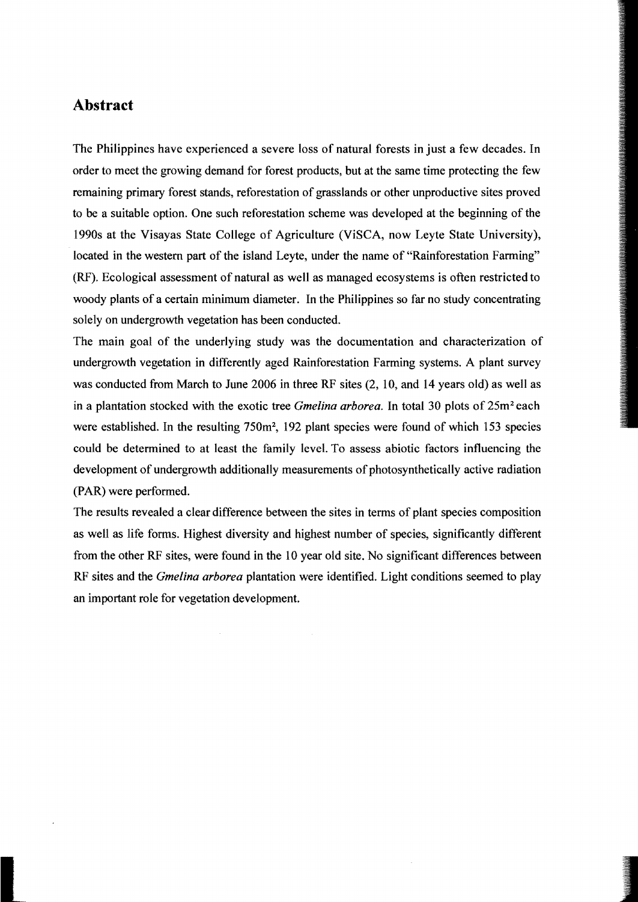# Abstract

The Philippines have experienced a severe loss of natural forests in just a few decades. In order to meet the growing demand for forest products, but at the same time protecting the few remaining primary forest stands, reforestation of grasslands or other unproductive sites proved to be a suitable option. One such reforestation scheme was developed at the beginning of the 1990s at the Visayas State College of Agriculture (ViSCA, now Leyte State University), located in the western part of the island Leyte, under the name of "Rainforestation Farming" (RF). Ecological assessment of natural as well as managed ecosystems is often restricted to woody plants of a certain minimum diameter. In the Philippines so far no study concentrating solely on undergrowth vegetation has been conducted.

The main goal of the underlying study was the documentation and characterization of undergrowth vegetation in differently aged Rainforestation Farming systems. A plant survey was conducted from March to June 2006 in three RF sites (2, 10, and 14 years old) as well as in a plantation stocked with the exotic tree *Gmelina arborea*. In total 30 plots of $25m^2$ each were established. In the resulting $750m^2$, 192 plant species were found of which 153 species could be determined to at least the family level. To assess abiotic factors influencing the development of undergrowth additionally measurements of photosynthetically active radiation (PAR) were performed.

The results revealed a clear difference between the sites in terms of plant species composition as well as life forms. Highest diversity and highest number of species, significantly different from the other RF sites, were found in the 10 year old site. No significant differences between RF sites and the *Gmelina arborea* plantation were identified. Light conditions seemed to play an important role for vegetation development.